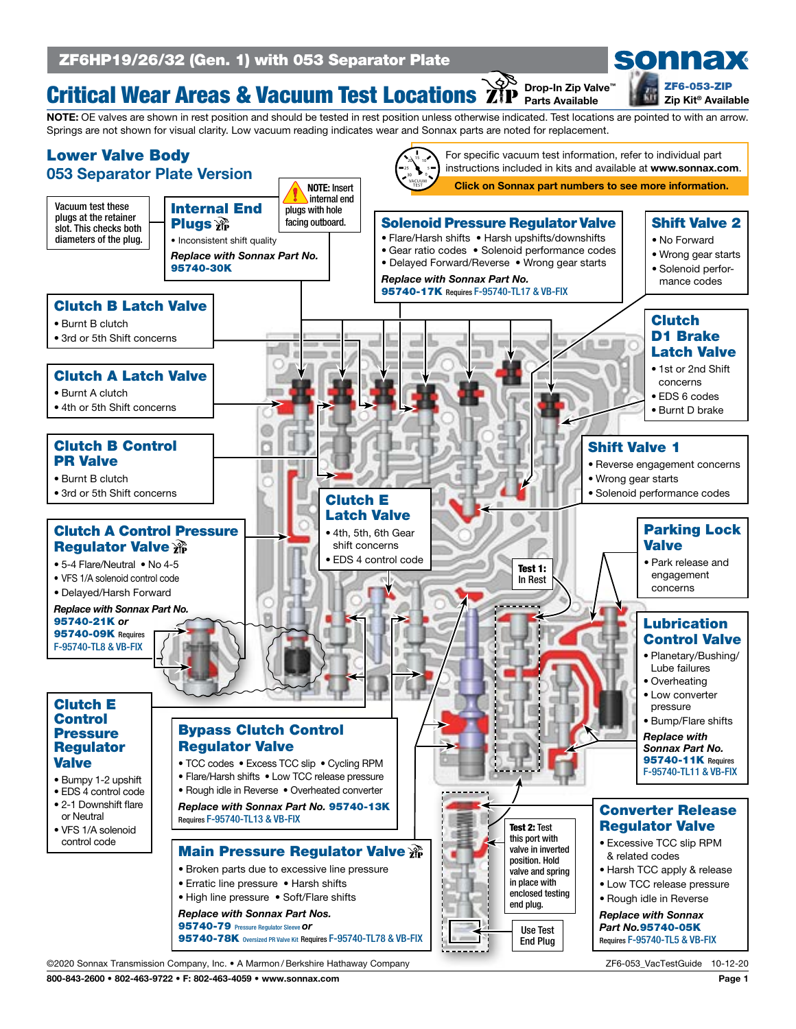# ZF6HP19/26/32 (Gen. 1) with 053 Separator Plate

sonnax

## Critical Wear Areas & Vacuum Test Locations

Drop-In Zip Valve™ Parts Available

ZF6-053-ZIP Zip Kit® Available

**NOTE:** OE valves are shown in rest position and should be tested in rest position unless otherwise indicated. Test locations are pointed to with an arrow. Springs are not shown for visual clarity. Low vacuum reading indicates wear and Sonnax parts are noted for replacement.

## Lower Valve Body
### 053 Separator Plate Version

For specific vacuum test information, refer to individual part instructions included in kits and available at **www.sonnax.com**.

**Click on Sonnax part numbers to see more information.**

Vacuum test these plugs at the retainer slot. This checks both diameters of the plug.

**NOTE:** Insert internal end plugs with hole facing outboard.

### Internal End Plugs
- Inconsistent shift quality

***Replace with Sonnax Part No.***
**95740-30K**

### Solenoid Pressure Regulator Valve
- Flare/Harsh shifts
- Harsh upshifts/downshifts
- Gear ratio codes
- Solenoid performance codes
- Delayed Forward/Reverse
- Wrong gear starts

***Replace with Sonnax Part No.***
**95740-17K** Requires F-95740-TL17 & VB-FIX

### Shift Valve 2
- No Forward
- Wrong gear starts
- Solenoid performance codes

### Clutch B Latch Valve
- Burnt B clutch
- 3rd or 5th Shift concerns

### Clutch D1 Brake Latch Valve
- 1st or 2nd Shift concerns
- EDS 6 codes
- Burnt D brake

### Clutch A Latch Valve
- Burnt A clutch
- 4th or 5th Shift concerns

### Clutch B Control PR Valve
- Burnt B clutch
- 3rd or 5th Shift concerns

### Shift Valve 1
- Reverse engagement concerns
- Wrong gear starts
- Solenoid performance codes

### Clutch E Latch Valve
- 4th, 5th, 6th Gear shift concerns
- EDS 4 control code

### Clutch A Control Pressure Regulator Valve
- 5-4 Flare/Neutral
- No 4-5
- VFS 1/A solenoid control code
- Delayed/Harsh Forward

***Replace with Sonnax Part No.***
**95740-21K** ***or***
**95740-09K** Requires F-95740-TL8 & VB-FIX

### Parking Lock Valve
- Park release and engagement concerns

Test 1: In Rest

### Lubrication Control Valve
- Planetary/Bushing/Lube failures
- Overheating
- Low converter pressure
- Bump/Flare shifts

***Replace with Sonnax Part No.***
**95740-11K** Requires F-95740-TL11 & VB-FIX

### Clutch E Control Pressure Regulator Valve
- Bumpy 1-2 upshift
- EDS 4 control code
- 2-1 Downshift flare or Neutral
- VFS 1/A solenoid control code

### Bypass Clutch Control Regulator Valve
- TCC codes
- Excess TCC slip
- Cycling RPM
- Flare/Harsh shifts
- Low TCC release pressure
- Rough idle in Reverse
- Overheated converter

***Replace with Sonnax Part No.* 95740-13K**
Requires F-95740-TL13 & VB-FIX

### Main Pressure Regulator Valve
- Broken parts due to excessive line pressure
- Erratic line pressure
- Harsh shifts
- High line pressure
- Soft/Flare shifts

***Replace with Sonnax Part Nos.***
**95740-79** Pressure Regulator Sleeve ***or***
**95740-78K** Oversized PR Valve Kit Requires F-95740-TL78 & VB-FIX

Test 2: Test this port with valve in inverted position. Hold valve and spring in place with enclosed testing end plug.

Use Test End Plug

### Converter Release Regulator Valve
- Excessive TCC slip RPM & related codes
- Harsh TCC apply & release
- Low TCC release pressure
- Rough idle in Reverse

***Replace with Sonnax Part No.* 95740-05K**
Requires F-95740-TL5 & VB-FIX

©2020 Sonnax Transmission Company, Inc. • A Marmon / Berkshire Hathaway Company ZF6-053_VacTestGuide 10-12-20

800-843-2600 • 802-463-9722 • F: 802-463-4059 • www.sonnax.com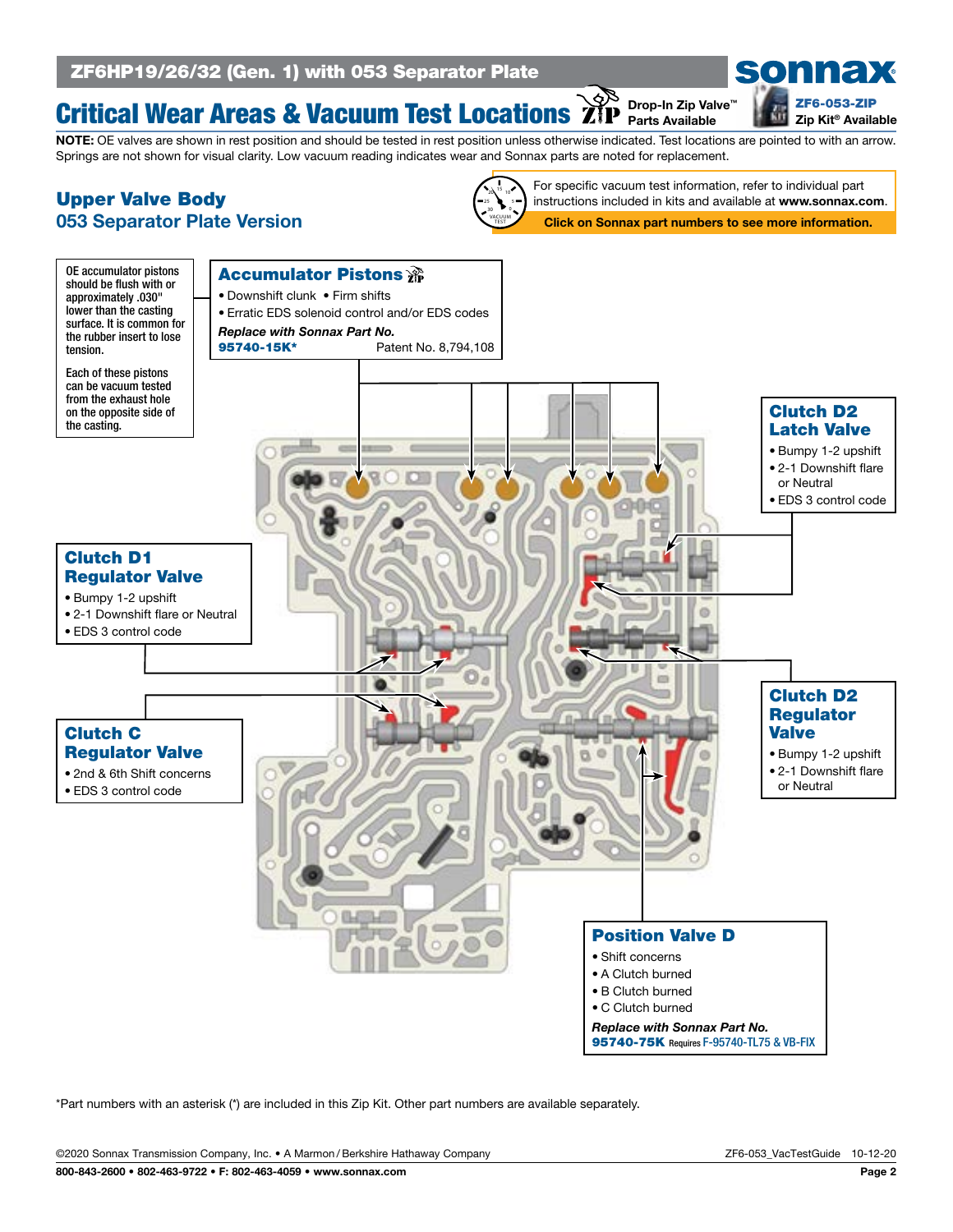# ZF6HP19/26/32 (Gen. 1) with 053 Separator Plate

# Critical Wear Areas & Vacuum Test Locations

Drop-In Zip Valve™ Parts Available

**ZF6-053-ZIP**
**Zip Kit® Available**

**NOTE:** OE valves are shown in rest position and should be tested in rest position unless otherwise indicated. Test locations are pointed to with an arrow. Springs are not shown for visual clarity. Low vacuum reading indicates wear and Sonnax parts are noted for replacement.

## Upper Valve Body
### 053 Separator Plate Version

For specific vacuum test information, refer to individual part instructions included in kits and available at **www.sonnax.com**.

**Click on Sonnax part numbers to see more information.**

OE accumulator pistons should be flush with or approximately .030" lower than the casting surface. It is common for the rubber insert to lose tension.

Each of these pistons can be vacuum tested from the exhaust hole on the opposite side of the casting.

### Accumulator Pistons
- Downshift clunk
- Firm shifts
- Erratic EDS solenoid control and/or EDS codes

*Replace with Sonnax Part No.*
**95740-15K*** Patent No. 8,794,108

### Clutch D2 Latch Valve
- Bumpy 1-2 upshift
- 2-1 Downshift flare or Neutral
- EDS 3 control code

### Clutch D1 Regulator Valve
- Bumpy 1-2 upshift
- 2-1 Downshift flare or Neutral
- EDS 3 control code

### Clutch C Regulator Valve
- 2nd & 6th Shift concerns
- EDS 3 control code

### Clutch D2 Regulator Valve
- Bumpy 1-2 upshift
- 2-1 Downshift flare or Neutral

### Position Valve D
- Shift concerns
- A Clutch burned
- B Clutch burned
- C Clutch burned

*Replace with Sonnax Part No.*
**95740-75K** Requires F-95740-TL75 & VB-FIX

*Part numbers with an asterisk (*) are included in this Zip Kit. Other part numbers are available separately.

©2020 Sonnax Transmission Company, Inc. • A Marmon/Berkshire Hathaway Company
ZF6-053_VacTestGuide 10-12-20
800-843-2600 • 802-463-9722 • F: 802-463-4059 • www.sonnax.com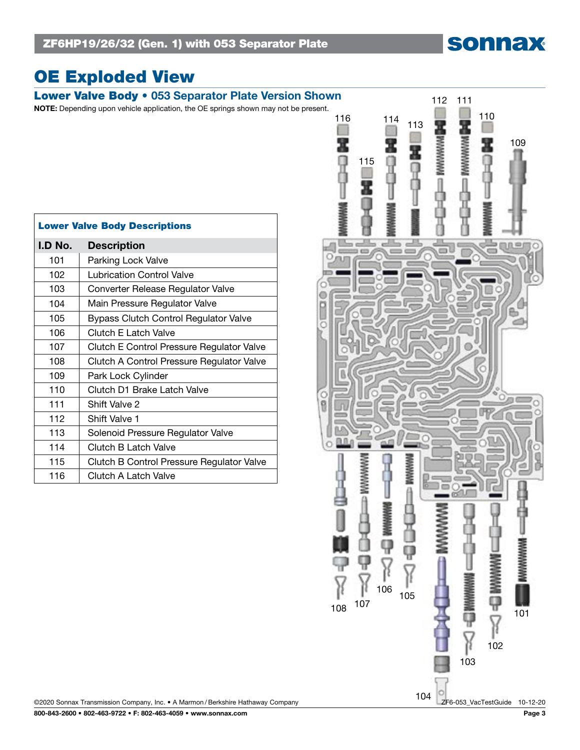# OE Exploded View

## Lower Valve Body • 053 Separator Plate Version Shown

**NOTE:** Depending upon vehicle application, the OE springs shown may not be present.

| **Lower Valve Body Descriptions** | |
|---|---|
| **I.D No.** | **Description** |
| 101 | Parking Lock Valve |
| 102 | Lubrication Control Valve |
| 103 | Converter Release Regulator Valve |
| 104 | Main Pressure Regulator Valve |
| 105 | Bypass Clutch Control Regulator Valve |
| 106 | Clutch E Latch Valve |
| 107 | Clutch E Control Pressure Regulator Valve |
| 108 | Clutch A Control Pressure Regulator Valve |
| 109 | Park Lock Cylinder |
| 110 | Clutch D1 Brake Latch Valve |
| 111 | Shift Valve 2 |
| 112 | Shift Valve 1 |
| 113 | Solenoid Pressure Regulator Valve |
| 114 | Clutch B Latch Valve |
| 115 | Clutch B Control Pressure Regulator Valve |
| 116 | Clutch A Latch Valve |

116 115 114 113 112 111 110 109

108 107 106 105 104 103 102 101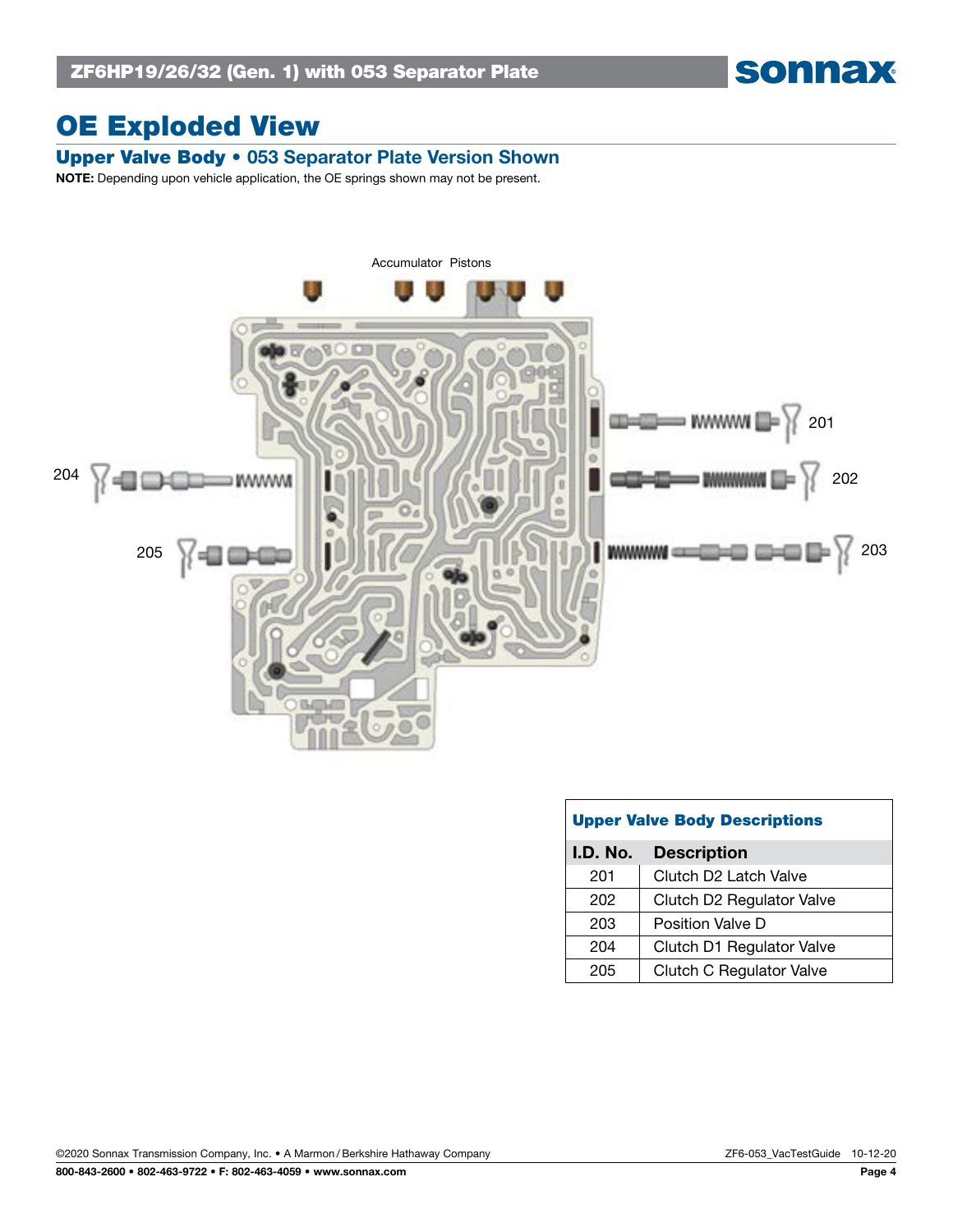# OE Exploded View

## Upper Valve Body • 053 Separator Plate Version Shown

**NOTE:** Depending upon vehicle application, the OE springs shown may not be present.

Accumulator Pistons

201

202

203

204

205

### Upper Valve Body Descriptions

| I.D. No. | Description |
|---|---|
| 201 | Clutch D2 Latch Valve |
| 202 | Clutch D2 Regulator Valve |
| 203 | Position Valve D |
| 204 | Clutch D1 Regulator Valve |
| 205 | Clutch C Regulator Valve |